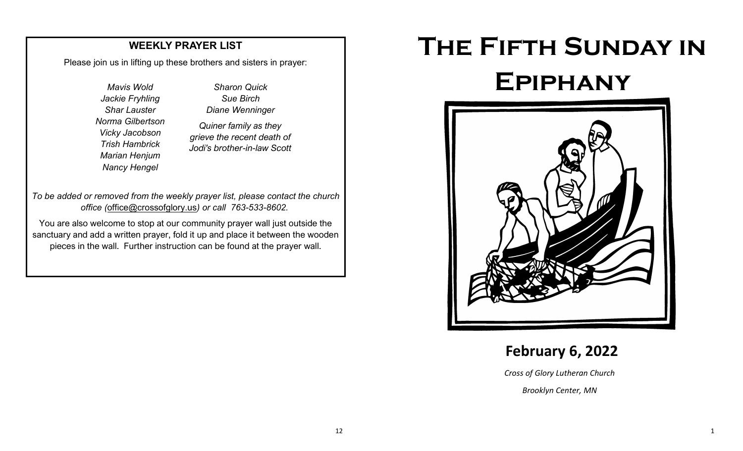## WEEKLY PRAYER LIST

Please join us in lifting up these brothers and sisters in prayer:

*Mavis Wold*
*Jackie Fryhling*
*Shar Lauster*
*Norma Gilbertson*
*Vicky Jacobson*
*Trish Hambrick*
*Marian Henjum*
*Nancy Hengel*

*Sharon Quick*
*Sue Birch*
*Diane Wenninger*

*Quiner family as they grieve the recent death of Jodi's brother-in-law Scott*

*To be added or removed from the weekly prayer list, please contact the church office (office@crossofglory.us) or call 763-533-8602.*

You are also welcome to stop at our community prayer wall just outside the sanctuary and add a written prayer, fold it up and place it between the wooden pieces in the wall. Further instruction can be found at the prayer wall.

# The Fifth Sunday in Epiphany

## February 6, 2022

*Cross of Glory Lutheran Church*

*Brooklyn Center, MN*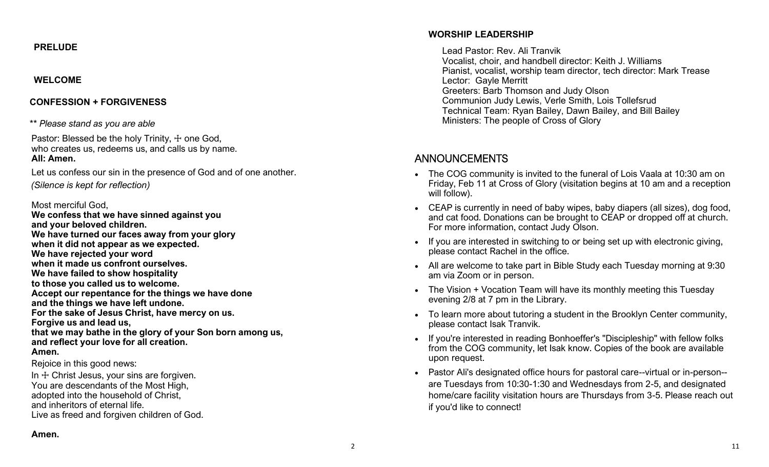**PRELUDE**

**WELCOME**

**CONFESSION + FORGIVENESS**

\*\* *Please stand as you are able*

Pastor: Blessed be the holy Trinity, ☩ one God,
who creates us, redeems us, and calls us by name.
**All: Amen.**

Let us confess our sin in the presence of God and of one another.

*(Silence is kept for reflection)*

Most merciful God,
**We confess that we have sinned against you**
**and your beloved children.**
**We have turned our faces away from your glory**
**when it did not appear as we expected.**
**We have rejected your word**
**when it made us confront ourselves.**
**We have failed to show hospitality**
**to those you called us to welcome.**
**Accept our repentance for the things we have done**
**and the things we have left undone.**
**For the sake of Jesus Christ, have mercy on us.**
**Forgive us and lead us,**
**that we may bathe in the glory of your Son born among us,**
**and reflect your love for all creation.**
**Amen.**

Rejoice in this good news:

In ☩ Christ Jesus, your sins are forgiven.
You are descendants of the Most High,
adopted into the household of Christ,
and inheritors of eternal life.
Live as freed and forgiven children of God.

**Amen.**

**WORSHIP LEADERSHIP**

Lead Pastor: Rev. Ali Tranvik
Vocalist, choir, and handbell director: Keith J. Williams
Pianist, vocalist, worship team director, tech director: Mark Trease
Lector: Gayle Merritt
Greeters: Barb Thomson and Judy Olson
Communion Judy Lewis, Verle Smith, Lois Tollefsrud
Technical Team: Ryan Bailey, Dawn Bailey, and Bill Bailey
Ministers: The people of Cross of Glory

## ANNOUNCEMENTS

- The COG community is invited to the funeral of Lois Vaala at 10:30 am on Friday, Feb 11 at Cross of Glory (visitation begins at 10 am and a reception will follow).
- CEAP is currently in need of baby wipes, baby diapers (all sizes), dog food, and cat food. Donations can be brought to CEAP or dropped off at church. For more information, contact Judy Olson.
- If you are interested in switching to or being set up with electronic giving, please contact Rachel in the office.
- All are welcome to take part in Bible Study each Tuesday morning at 9:30 am via Zoom or in person.
- The Vision + Vocation Team will have its monthly meeting this Tuesday evening 2/8 at 7 pm in the Library.
- To learn more about tutoring a student in the Brooklyn Center community, please contact Isak Tranvik.
- If you're interested in reading Bonhoeffer's "Discipleship" with fellow folks from the COG community, let Isak know. Copies of the book are available upon request.
- Pastor Ali's designated office hours for pastoral care--virtual or in-person--are Tuesdays from 10:30-1:30 and Wednesdays from 2-5, and designated home/care facility visitation hours are Thursdays from 3-5. Please reach out if you'd like to connect!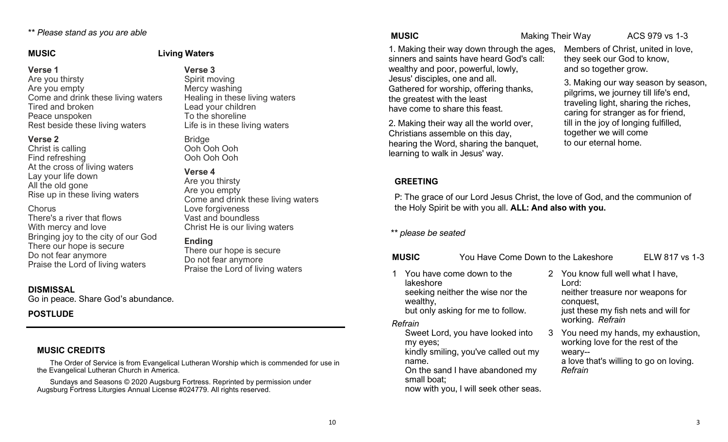*\*\* Please stand as you are able*

**MUSIC** **Living Waters**

**Verse 1**
Are you thirsty
Are you empty
Come and drink these living waters
Tired and broken
Peace unspoken
Rest beside these living waters

**Verse 2**
Christ is calling
Find refreshing
At the cross of living waters
Lay your life down
All the old gone
Rise up in these living waters

Chorus
There's a river that flows
With mercy and love
Bringing joy to the city of our God
There our hope is secure
Do not fear anymore
Praise the Lord of living waters

**Verse 3**
Spirit moving
Mercy washing
Healing in these living waters
Lead your children
To the shoreline
Life is in these living waters

Bridge
Ooh Ooh Ooh
Ooh Ooh Ooh

**Verse 4**
Are you thirsty
Are you empty
Come and drink these living waters
Love forgiveness
Vast and boundless
Christ He is our living waters

**Ending**
There our hope is secure
Do not fear anymore
Praise the Lord of living waters

**DISMISSAL**
Go in peace. Share God's abundance.

**POSTLUDE**

---

**MUSIC CREDITS**

The Order of Service is from Evangelical Lutheran Worship which is commended for use in the Evangelical Lutheran Church in America.

Sundays and Seasons © 2020 Augsburg Fortress. Reprinted by permission under Augsburg Fortress Liturgies Annual License #024779. All rights reserved.

**MUSIC** Making Their Way ACS 979 vs 1-3

1. Making their way down through the ages,
sinners and saints have heard God's call:
wealthy and poor, powerful, lowly,
Jesus' disciples, one and all.
Gathered for worship, offering thanks,
the greatest with the least
have come to share this feast.

2. Making their way all the world over,
Christians assemble on this day,
hearing the Word, sharing the banquet,
learning to walk in Jesus' way.
Members of Christ, united in love,
they seek our God to know,
and so together grow.

3. Making our way season by season,
pilgrims, we journey till life's end,
traveling light, sharing the riches,
caring for stranger as for friend,
till in the joy of longing fulfilled,
together we will come
to our eternal home.

**GREETING**

P: The grace of our Lord Jesus Christ, the love of God, and the communion of the Holy Spirit be with you all. **ALL: And also with you.**

*\*\* please be seated*

**MUSIC** You Have Come Down to the Lakeshore ELW 817 vs 1-3

1 You have come down to the lakeshore
seeking neither the wise nor the wealthy,
but only asking for me to follow.

*Refrain*
Sweet Lord, you have looked into my eyes;
kindly smiling, you've called out my name.
On the sand I have abandoned my small boat;
now with you, I will seek other seas.

2 You know full well what I have, Lord:
neither treasure nor weapons for conquest,
just these my fish nets and will for working. *Refrain*

3 You need my hands, my exhaustion,
working love for the rest of the weary--
a love that's willing to go on loving. *Refrain*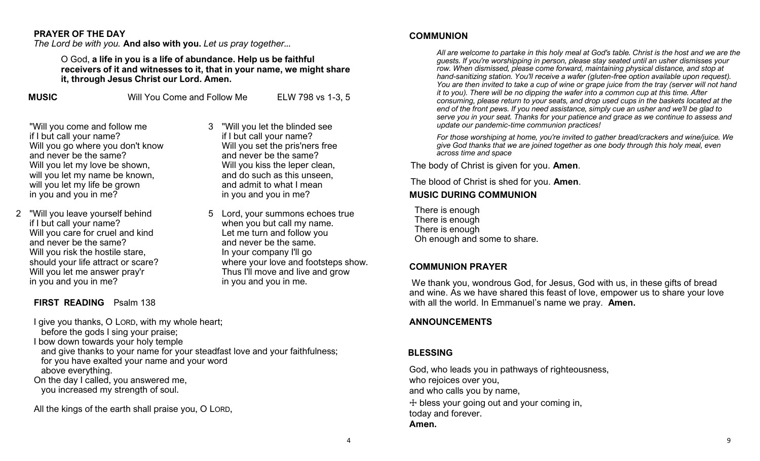## PRAYER OF THE DAY

*The Lord be with you.* **And also with you.** *Let us pray together...*

O God, **a life in you is a life of abundance. Help us be faithful receivers of it and witnesses to it, that in your name, we might share it, through Jesus Christ our Lord. Amen.**

**MUSIC** Will You Come and Follow Me ELW 798 vs 1-3, 5

"Will you come and follow me
if I but call your name?
Will you go where you don't know
and never be the same?
Will you let my love be shown,
will you let my name be known,
will you let my life be grown
in you and you in me?

2 "Will you leave yourself behind
if I but call your name?
Will you care for cruel and kind
and never be the same?
Will you risk the hostile stare,
should your life attract or scare?
Will you let me answer pray'r
in you and you in me?

3 "Will you let the blinded see
if I but call your name?
Will you set the pris'ners free
and never be the same?
Will you kiss the leper clean,
and do such as this unseen,
and admit to what I mean
in you and you in me?

5 Lord, your summons echoes true
when you but call my name.
Let me turn and follow you
and never be the same.
In your company I'll go
where your love and footsteps show.
Thus I'll move and live and grow
in you and you in me.

**FIRST READING** Psalm 138

I give you thanks, O LORD, with my whole heart;
before the gods I sing your praise;
I bow down towards your holy temple
and give thanks to your name for your steadfast love and your faithfulness;
for you have exalted your name and your word
above everything.
On the day I called, you answered me,
you increased my strength of soul.

All the kings of the earth shall praise you, O LORD,

## COMMUNION

*All are welcome to partake in this holy meal at God's table. Christ is the host and we are the guests. If you're worshipping in person, please stay seated until an usher dismisses your row. When dismissed, please come forward, maintaining physical distance, and stop at hand-sanitizing station. You'll receive a wafer (gluten-free option available upon request). You are then invited to take a cup of wine or grape juice from the tray (server will not hand it to you). There will be no dipping the wafer into a common cup at this time. After consuming, please return to your seats, and drop used cups in the baskets located at the end of the front pews. If you need assistance, simply cue an usher and we'll be glad to serve you in your seat. Thanks for your patience and grace as we continue to assess and update our pandemic-time communion practices!*

*For those worshiping at home, you're invited to gather bread/crackers and wine/juice. We give God thanks that we are joined together as one body through this holy meal, even across time and space*

The body of Christ is given for you. **Amen**.

The blood of Christ is shed for you. **Amen**.

## MUSIC DURING COMMUNION

There is enough
There is enough
There is enough
Oh enough and some to share.

## COMMUNION PRAYER

We thank you, wondrous God, for Jesus, God with us, in these gifts of bread and wine. As we have shared this feast of love, empower us to share your love with all the world. In Emmanuel's name we pray. **Amen.**

## ANNOUNCEMENTS

## BLESSING

God, who leads you in pathways of righteousness,
who rejoices over you,
and who calls you by name,
☩ bless your going out and your coming in,
today and forever.
**Amen.**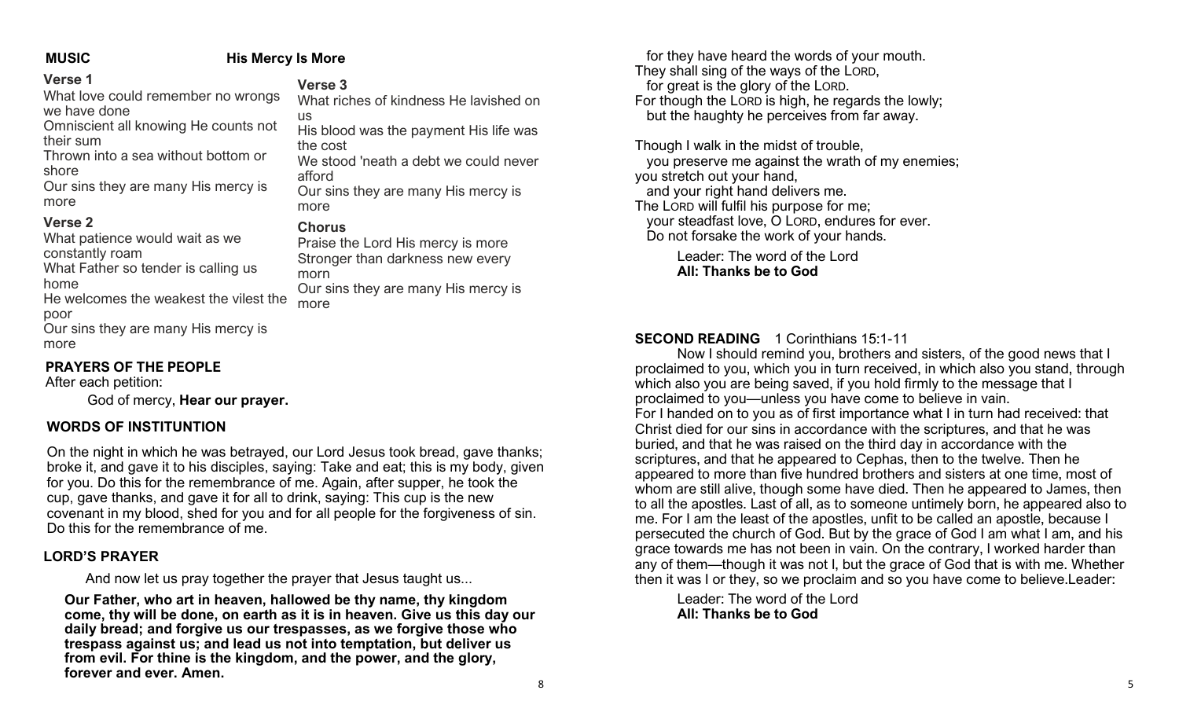**MUSIC** **His Mercy Is More**

**Verse 1**

What love could remember no wrongs we have done
Omniscient all knowing He counts not their sum
Thrown into a sea without bottom or shore
Our sins they are many His mercy is more

**Verse 2**

What patience would wait as we constantly roam
What Father so tender is calling us home
He welcomes the weakest the vilest the poor
Our sins they are many His mercy is more

**Verse 3**

What riches of kindness He lavished on us
His blood was the payment His life was the cost
We stood 'neath a debt we could never afford
Our sins they are many His mercy is more

**Chorus**

Praise the Lord His mercy is more
Stronger than darkness new every morn
Our sins they are many His mercy is more

## PRAYERS OF THE PEOPLE

After each petition:

God of mercy, **Hear our prayer.**

## WORDS OF INSTITUNTION

On the night in which he was betrayed, our Lord Jesus took bread, gave thanks; broke it, and gave it to his disciples, saying: Take and eat; this is my body, given for you. Do this for the remembrance of me. Again, after supper, he took the cup, gave thanks, and gave it for all to drink, saying: This cup is the new covenant in my blood, shed for you and for all people for the forgiveness of sin. Do this for the remembrance of me.

## LORD'S PRAYER

And now let us pray together the prayer that Jesus taught us...

**Our Father, who art in heaven, hallowed be thy name, thy kingdom come, thy will be done, on earth as it is in heaven. Give us this day our daily bread; and forgive us our trespasses, as we forgive those who trespass against us; and lead us not into temptation, but deliver us from evil. For thine is the kingdom, and the power, and the glory, forever and ever. Amen.**

for they have heard the words of your mouth.
They shall sing of the ways of the LORD,
for great is the glory of the LORD.
For though the LORD is high, he regards the lowly;
but the haughty he perceives from far away.

Though I walk in the midst of trouble,
you preserve me against the wrath of my enemies;
you stretch out your hand,
and your right hand delivers me.
The LORD will fulfil his purpose for me;
your steadfast love, O LORD, endures for ever.
Do not forsake the work of your hands.

Leader: The word of the Lord
**All: Thanks be to God**

## SECOND READING 1 Corinthians 15:1-11

Now I should remind you, brothers and sisters, of the good news that I proclaimed to you, which you in turn received, in which also you stand, through which also you are being saved, if you hold firmly to the message that I proclaimed to you—unless you have come to believe in vain.
For I handed on to you as of first importance what I in turn had received: that Christ died for our sins in accordance with the scriptures, and that he was buried, and that he was raised on the third day in accordance with the scriptures, and that he appeared to Cephas, then to the twelve. Then he appeared to more than five hundred brothers and sisters at one time, most of whom are still alive, though some have died. Then he appeared to James, then to all the apostles. Last of all, as to someone untimely born, he appeared also to me. For I am the least of the apostles, unfit to be called an apostle, because I persecuted the church of God. But by the grace of God I am what I am, and his grace towards me has not been in vain. On the contrary, I worked harder than any of them—though it was not I, but the grace of God that is with me. Whether then it was I or they, so we proclaim and so you have come to believe.Leader:

Leader: The word of the Lord
**All: Thanks be to God**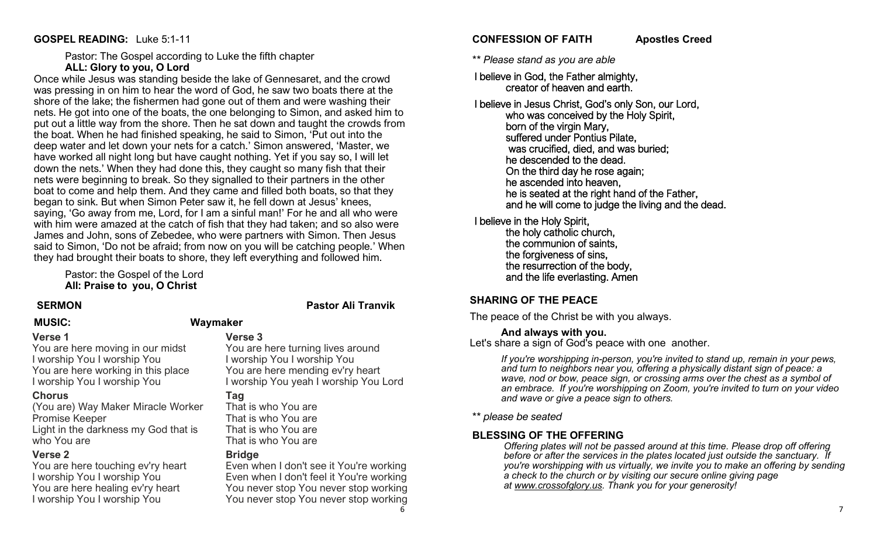**GOSPEL READING:** Luke 5:1-11

Pastor: The Gospel according to Luke the fifth chapter
**ALL: Glory to you, O Lord**

Once while Jesus was standing beside the lake of Gennesaret, and the crowd was pressing in on him to hear the word of God, he saw two boats there at the shore of the lake; the fishermen had gone out of them and were washing their nets. He got into one of the boats, the one belonging to Simon, and asked him to put out a little way from the shore. Then he sat down and taught the crowds from the boat. When he had finished speaking, he said to Simon, 'Put out into the deep water and let down your nets for a catch.' Simon answered, 'Master, we have worked all night long but have caught nothing. Yet if you say so, I will let down the nets.' When they had done this, they caught so many fish that their nets were beginning to break. So they signalled to their partners in the other boat to come and help them. And they came and filled both boats, so that they began to sink. But when Simon Peter saw it, he fell down at Jesus' knees, saying, 'Go away from me, Lord, for I am a sinful man!' For he and all who were with him were amazed at the catch of fish that they had taken; and so also were James and John, sons of Zebedee, who were partners with Simon. Then Jesus said to Simon, 'Do not be afraid; from now on you will be catching people.' When they had brought their boats to shore, they left everything and followed him.

Pastor: the Gospel of the Lord
**All: Praise to you, O Christ**

**SERMON** **Pastor Ali Tranvik**

**MUSIC:** **Waymaker**

**Verse 1**
You are here moving in our midst
I worship You I worship You
You are here working in this place
I worship You I worship You

**Chorus**
(You are) Way Maker Miracle Worker Promise Keeper
Light in the darkness my God that is who You are

**Verse 2**
You are here touching ev'ry heart
I worship You I worship You
You are here healing ev'ry heart
I worship You I worship You

**Verse 3**
You are here turning lives around
I worship You I worship You
You are here mending ev'ry heart
I worship You yeah I worship You Lord

**Tag**
That is who You are
That is who You are
That is who You are
That is who You are

**Bridge**
Even when I don't see it You're working
Even when I don't feel it You're working
You never stop You never stop working
You never stop You never stop working

**CONFESSION OF FAITH** **Apostles Creed**

*\*\* Please stand as you are able*

I believe in God, the Father almighty,
creator of heaven and earth.

I believe in Jesus Christ, God's only Son, our Lord,
who was conceived by the Holy Spirit,
born of the virgin Mary,
suffered under Pontius Pilate,
was crucified, died, and was buried;
he descended to the dead.
On the third day he rose again;
he ascended into heaven,
he is seated at the right hand of the Father,
and he will come to judge the living and the dead.

I believe in the Holy Spirit,
the holy catholic church,
the communion of saints,
the forgiveness of sins,
the resurrection of the body,
and the life everlasting. Amen

**SHARING OF THE PEACE**

The peace of the Christ be with you always.

**And always with you.**

Let's share a sign of God's peace with one another.

*If you're worshipping in-person, you're invited to stand up, remain in your pews, and turn to neighbors near you, offering a physically distant sign of peace: a wave, nod or bow, peace sign, or crossing arms over the chest as a symbol of an embrace. If you're worshipping on Zoom, you're invited to turn on your video and wave or give a peace sign to others.*

*\*\* please be seated*

**BLESSING OF THE OFFERING**

*Offering plates will not be passed around at this time. Please drop off offering before or after the services in the plates located just outside the sanctuary. If you're worshipping with us virtually, we invite you to make an offering by sending a check to the church or by visiting our secure online giving page at www.crossofglory.us. Thank you for your generosity!*